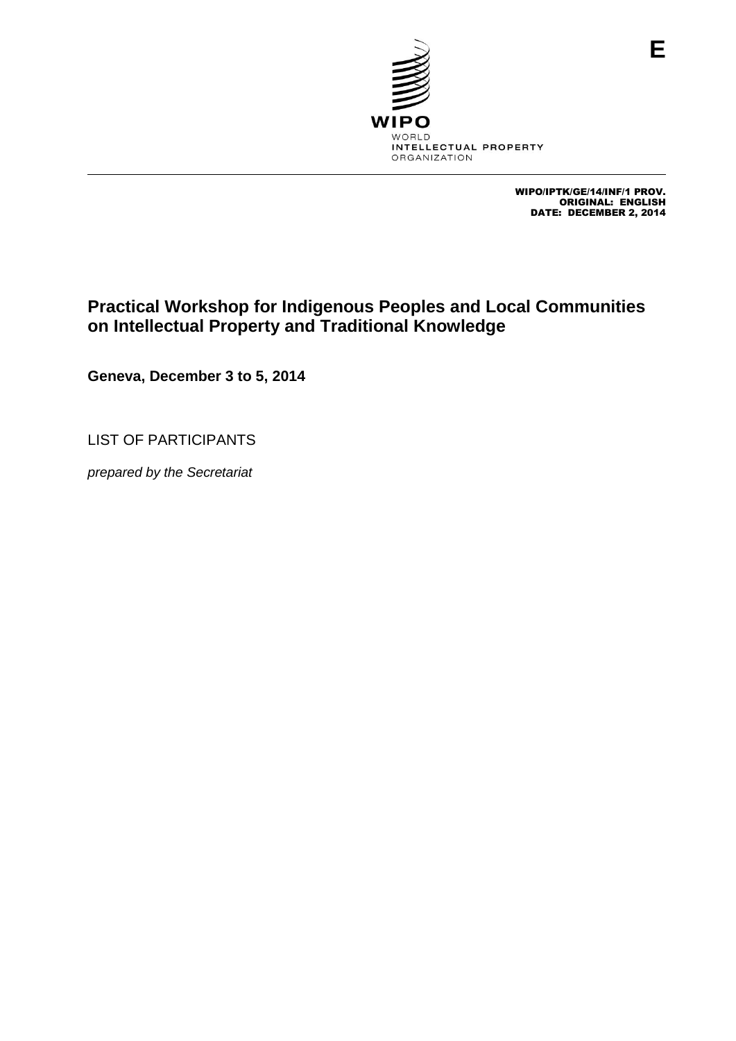WIPO

WORLD
INTELLECTUAL PROPERTY
ORGANIZATION

E

WIPO/IPTK/GE/14/INF/1 PROV.
ORIGINAL: ENGLISH
DATE: DECEMBER 2, 2014

# Practical Workshop for Indigenous Peoples and Local Communities on Intellectual Property and Traditional Knowledge

**Geneva, December 3 to 5, 2014**

LIST OF PARTICIPANTS

*prepared by the Secretariat*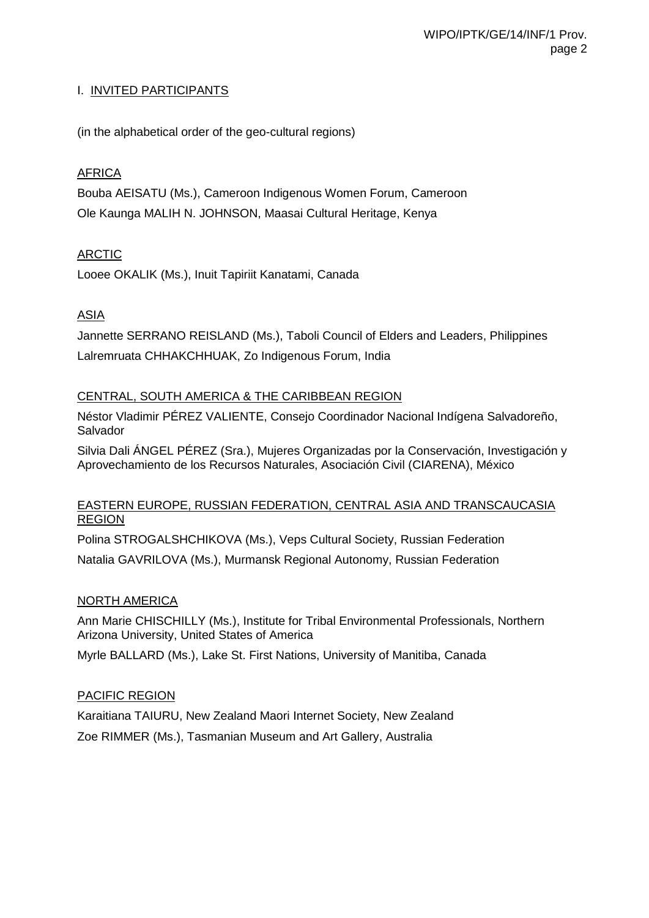## I. INVITED PARTICIPANTS

(in the alphabetical order of the geo-cultural regions)

### AFRICA

Bouba AEISATU (Ms.), Cameroon Indigenous Women Forum, Cameroon

Ole Kaunga MALIH N. JOHNSON, Maasai Cultural Heritage, Kenya

### ARCTIC

Looee OKALIK (Ms.), Inuit Tapiriit Kanatami, Canada

### ASIA

Jannette SERRANO REISLAND (Ms.), Taboli Council of Elders and Leaders, Philippines

Lalremruata CHHAKCHHUAK, Zo Indigenous Forum, India

### CENTRAL, SOUTH AMERICA & THE CARIBBEAN REGION

Néstor Vladimir PÉREZ VALIENTE, Consejo Coordinador Nacional Indígena Salvadoreño, Salvador

Silvia Dali ÁNGEL PÉREZ (Sra.), Mujeres Organizadas por la Conservación, Investigación y Aprovechamiento de los Recursos Naturales, Asociación Civil (CIARENA), México

### EASTERN EUROPE, RUSSIAN FEDERATION, CENTRAL ASIA AND TRANSCAUCASIA REGION

Polina STROGALSHCHIKOVA (Ms.), Veps Cultural Society, Russian Federation

Natalia GAVRILOVA (Ms.), Murmansk Regional Autonomy, Russian Federation

### NORTH AMERICA

Ann Marie CHISCHILLY (Ms.), Institute for Tribal Environmental Professionals, Northern Arizona University, United States of America

Myrle BALLARD (Ms.), Lake St. First Nations, University of Manitiba, Canada

### PACIFIC REGION

Karaitiana TAIURU, New Zealand Maori Internet Society, New Zealand

Zoe RIMMER (Ms.), Tasmanian Museum and Art Gallery, Australia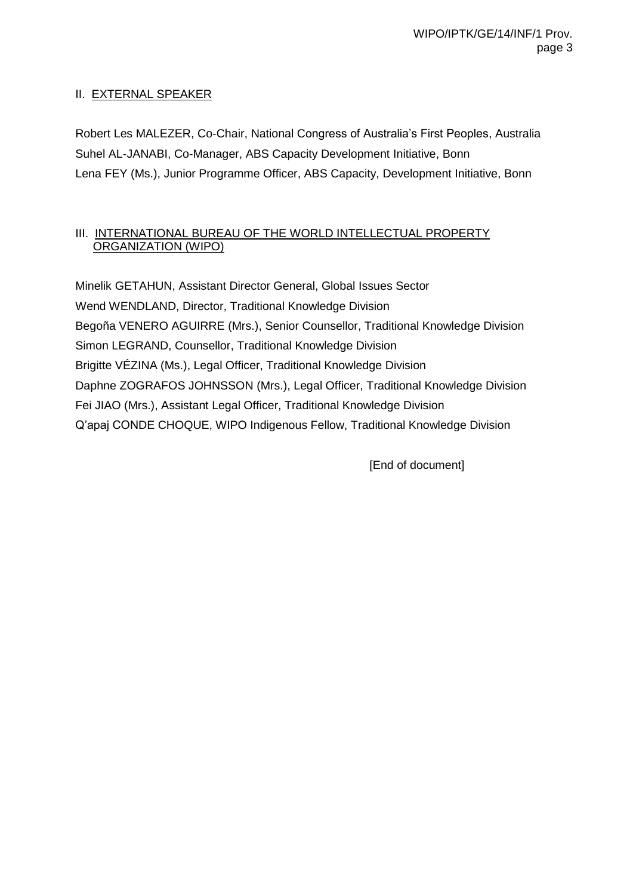## II. EXTERNAL SPEAKER

Robert Les MALEZER, Co-Chair, National Congress of Australia's First Peoples, Australia
Suhel AL-JANABI, Co-Manager, ABS Capacity Development Initiative, Bonn
Lena FEY (Ms.), Junior Programme Officer, ABS Capacity, Development Initiative, Bonn

## III. INTERNATIONAL BUREAU OF THE WORLD INTELLECTUAL PROPERTY ORGANIZATION (WIPO)

Minelik GETAHUN, Assistant Director General, Global Issues Sector
Wend WENDLAND, Director, Traditional Knowledge Division
Begoña VENERO AGUIRRE (Mrs.), Senior Counsellor, Traditional Knowledge Division
Simon LEGRAND, Counsellor, Traditional Knowledge Division
Brigitte VÉZINA (Ms.), Legal Officer, Traditional Knowledge Division
Daphne ZOGRAFOS JOHNSSON (Mrs.), Legal Officer, Traditional Knowledge Division
Fei JIAO (Mrs.), Assistant Legal Officer, Traditional Knowledge Division
Q'apaj CONDE CHOQUE, WIPO Indigenous Fellow, Traditional Knowledge Division

[End of document]